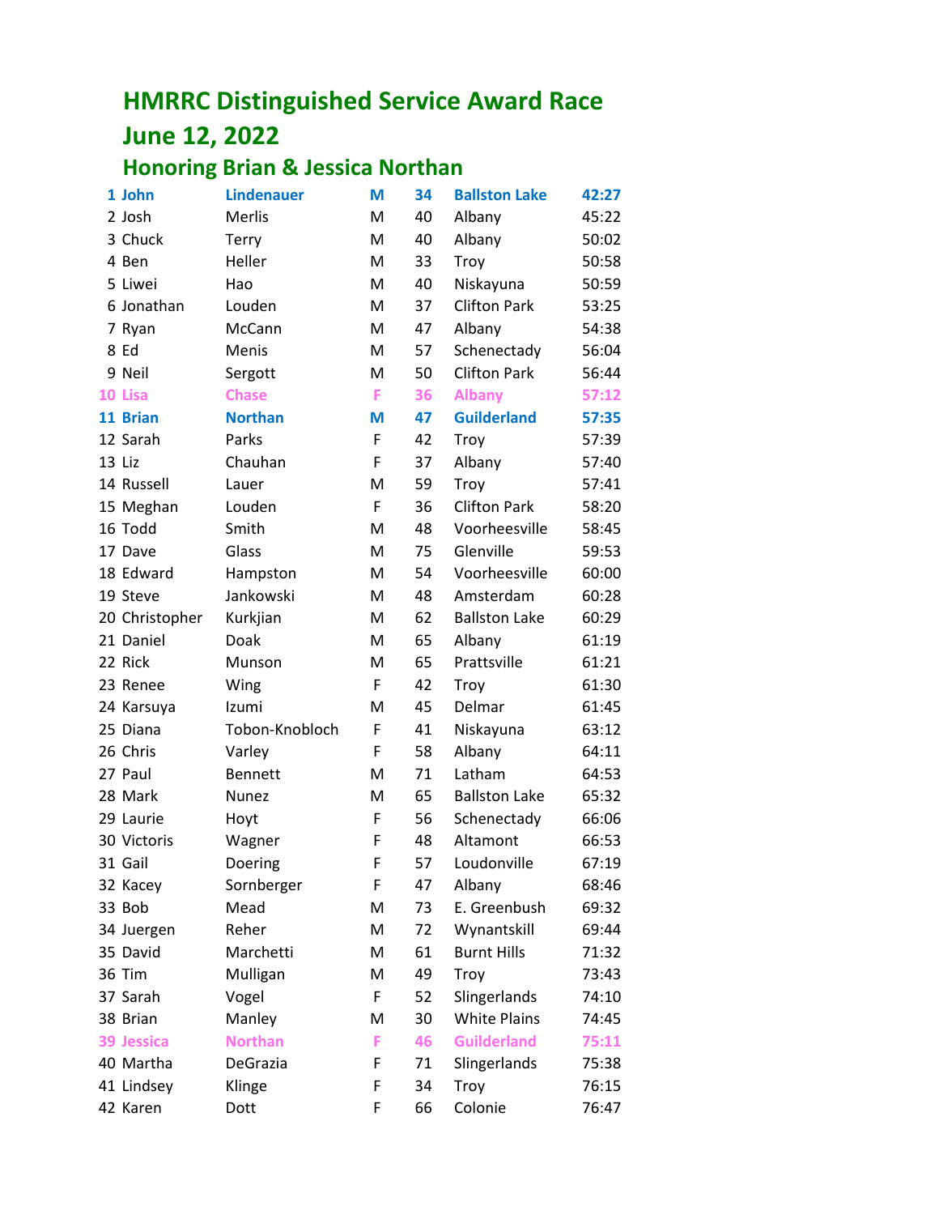# HMRRC Distinguished Service Award Race

## June 12, 2022

### Honoring Brian & Jessica Northan

| Place | First | Last | Sex | Age | City | Time |
|---|---|---|---|---|---|---|
| 1 | **John** | **Lindenauer** | **M** | **34** | **Ballston Lake** | **42:27** |
| 2 | Josh | Merlis | M | 40 | Albany | 45:22 |
| 3 | Chuck | Terry | M | 40 | Albany | 50:02 |
| 4 | Ben | Heller | M | 33 | Troy | 50:58 |
| 5 | Liwei | Hao | M | 40 | Niskayuna | 50:59 |
| 6 | Jonathan | Louden | M | 37 | Clifton Park | 53:25 |
| 7 | Ryan | McCann | M | 47 | Albany | 54:38 |
| 8 | Ed | Menis | M | 57 | Schenectady | 56:04 |
| 9 | Neil | Sergott | M | 50 | Clifton Park | 56:44 |
| 10 | **Lisa** | **Chase** | **F** | **36** | **Albany** | **57:12** |
| 11 | **Brian** | **Northan** | **M** | **47** | **Guilderland** | **57:35** |
| 12 | Sarah | Parks | F | 42 | Troy | 57:39 |
| 13 | Liz | Chauhan | F | 37 | Albany | 57:40 |
| 14 | Russell | Lauer | M | 59 | Troy | 57:41 |
| 15 | Meghan | Louden | F | 36 | Clifton Park | 58:20 |
| 16 | Todd | Smith | M | 48 | Voorheesville | 58:45 |
| 17 | Dave | Glass | M | 75 | Glenville | 59:53 |
| 18 | Edward | Hampston | M | 54 | Voorheesville | 60:00 |
| 19 | Steve | Jankowski | M | 48 | Amsterdam | 60:28 |
| 20 | Christopher | Kurkjian | M | 62 | Ballston Lake | 60:29 |
| 21 | Daniel | Doak | M | 65 | Albany | 61:19 |
| 22 | Rick | Munson | M | 65 | Prattsville | 61:21 |
| 23 | Renee | Wing | F | 42 | Troy | 61:30 |
| 24 | Karsuya | Izumi | M | 45 | Delmar | 61:45 |
| 25 | Diana | Tobon-Knobloch | F | 41 | Niskayuna | 63:12 |
| 26 | Chris | Varley | F | 58 | Albany | 64:11 |
| 27 | Paul | Bennett | M | 71 | Latham | 64:53 |
| 28 | Mark | Nunez | M | 65 | Ballston Lake | 65:32 |
| 29 | Laurie | Hoyt | F | 56 | Schenectady | 66:06 |
| 30 | Victoris | Wagner | F | 48 | Altamont | 66:53 |
| 31 | Gail | Doering | F | 57 | Loudonville | 67:19 |
| 32 | Kacey | Sornberger | F | 47 | Albany | 68:46 |
| 33 | Bob | Mead | M | 73 | E. Greenbush | 69:32 |
| 34 | Juergen | Reher | M | 72 | Wynantskill | 69:44 |
| 35 | David | Marchetti | M | 61 | Burnt Hills | 71:32 |
| 36 | Tim | Mulligan | M | 49 | Troy | 73:43 |
| 37 | Sarah | Vogel | F | 52 | Slingerlands | 74:10 |
| 38 | Brian | Manley | M | 30 | White Plains | 74:45 |
| 39 | **Jessica** | **Northan** | **F** | **46** | **Guilderland** | **75:11** |
| 40 | Martha | DeGrazia | F | 71 | Slingerlands | 75:38 |
| 41 | Lindsey | Klinge | F | 34 | Troy | 76:15 |
| 42 | Karen | Dott | F | 66 | Colonie | 76:47 |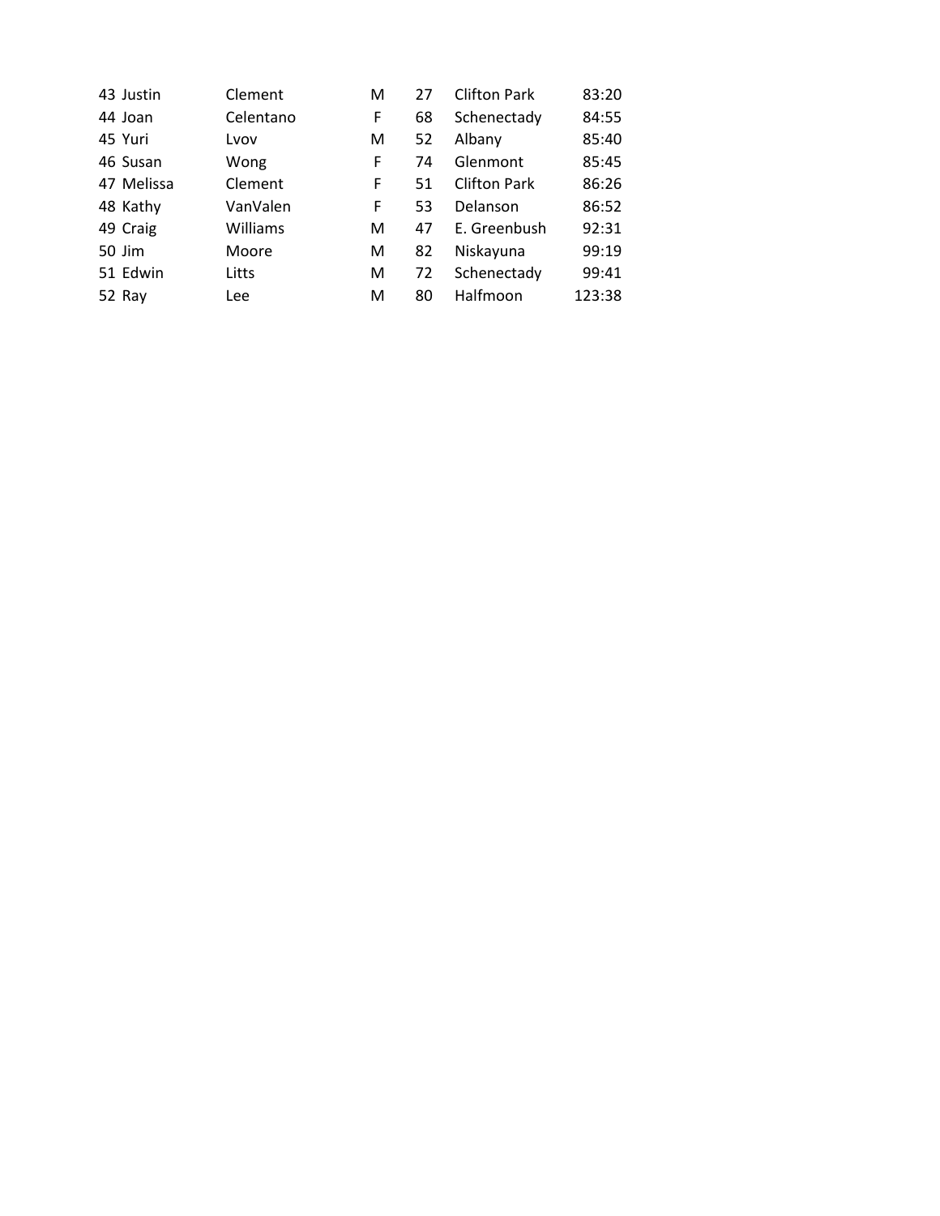| | | | | | | |
|---|---|---|---|---|---|---|
| 43 | Justin | Clement | M | 27 | Clifton Park | 83:20 |
| 44 | Joan | Celentano | F | 68 | Schenectady | 84:55 |
| 45 | Yuri | Lvov | M | 52 | Albany | 85:40 |
| 46 | Susan | Wong | F | 74 | Glenmont | 85:45 |
| 47 | Melissa | Clement | F | 51 | Clifton Park | 86:26 |
| 48 | Kathy | VanValen | F | 53 | Delanson | 86:52 |
| 49 | Craig | Williams | M | 47 | E. Greenbush | 92:31 |
| 50 | Jim | Moore | M | 82 | Niskayuna | 99:19 |
| 51 | Edwin | Litts | M | 72 | Schenectady | 99:41 |
| 52 | Ray | Lee | M | 80 | Halfmoon | 123:38 |